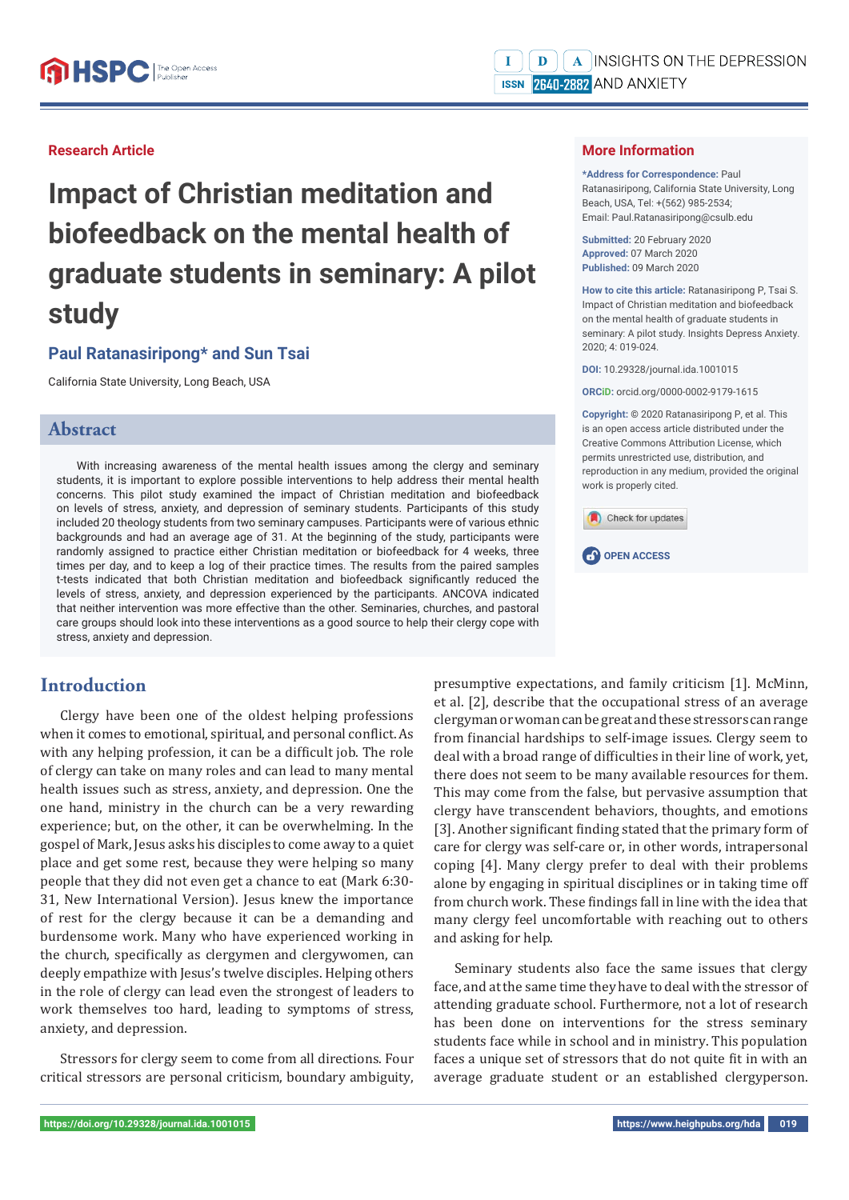Research Article

# Impact of Christian meditation and biofeedback on the mental health of graduate students in seminary: A pilot study

**Paul Ratanasiripong\* and Sun Tsai**

California State University, Long Beach, USA

## More Information

**\*Address for Correspondence:** Paul Ratanasiripong, California State University, Long Beach, USA, Tel: +(562) 985-2534; Email: Paul.Ratanasiripong@csulb.edu

**Submitted:** 20 February 2020
**Approved:** 07 March 2020
**Published:** 09 March 2020

**How to cite this article:** Ratanasiripong P, Tsai S. Impact of Christian meditation and biofeedback on the mental health of graduate students in seminary: A pilot study. Insights Depress Anxiety. 2020; 4: 019-024.

**DOI:** 10.29328/journal.ida.1001015

**ORCiD:** orcid.org/0000-0002-9179-1615

**Copyright:** © 2020 Ratanasiripong P, et al. This is an open access article distributed under the Creative Commons Attribution License, which permits unrestricted use, distribution, and reproduction in any medium, provided the original work is properly cited.

OPEN ACCESS

## Abstract

With increasing awareness of the mental health issues among the clergy and seminary students, it is important to explore possible interventions to help address their mental health concerns. This pilot study examined the impact of Christian meditation and biofeedback on levels of stress, anxiety, and depression of seminary students. Participants of this study included 20 theology students from two seminary campuses. Participants were of various ethnic backgrounds and had an average age of 31. At the beginning of the study, participants were randomly assigned to practice either Christian meditation or biofeedback for 4 weeks, three times per day, and to keep a log of their practice times. The results from the paired samples t-tests indicated that both Christian meditation and biofeedback significantly reduced the levels of stress, anxiety, and depression experienced by the participants. ANCOVA indicated that neither intervention was more effective than the other. Seminaries, churches, and pastoral care groups should look into these interventions as a good source to help their clergy cope with stress, anxiety and depression.

## Introduction

Clergy have been one of the oldest helping professions when it comes to emotional, spiritual, and personal conflict. As with any helping profession, it can be a difficult job. The role of clergy can take on many roles and can lead to many mental health issues such as stress, anxiety, and depression. One the one hand, ministry in the church can be a very rewarding experience; but, on the other, it can be overwhelming. In the gospel of Mark, Jesus asks his disciples to come away to a quiet place and get some rest, because they were helping so many people that they did not even get a chance to eat (Mark 6:30-31, New International Version). Jesus knew the importance of rest for the clergy because it can be a demanding and burdensome work. Many who have experienced working in the church, specifically as clergymen and clergywomen, can deeply empathize with Jesus's twelve disciples. Helping others in the role of clergy can lead even the strongest of leaders to work themselves too hard, leading to symptoms of stress, anxiety, and depression.

Stressors for clergy seem to come from all directions. Four critical stressors are personal criticism, boundary ambiguity, presumptive expectations, and family criticism [1]. McMinn, et al. [2], describe that the occupational stress of an average clergyman or woman can be great and these stressors can range from financial hardships to self-image issues. Clergy seem to deal with a broad range of difficulties in their line of work, yet, there does not seem to be many available resources for them. This may come from the false, but pervasive assumption that clergy have transcendent behaviors, thoughts, and emotions [3]. Another significant finding stated that the primary form of care for clergy was self-care or, in other words, intrapersonal coping [4]. Many clergy prefer to deal with their problems alone by engaging in spiritual disciplines or in taking time off from church work. These findings fall in line with the idea that many clergy feel uncomfortable with reaching out to others and asking for help.

Seminary students also face the same issues that clergy face, and at the same time they have to deal with the stressor of attending graduate school. Furthermore, not a lot of research has been done on interventions for the stress seminary students face while in school and in ministry. This population faces a unique set of stressors that do not quite fit in with an average graduate student or an established clergyperson.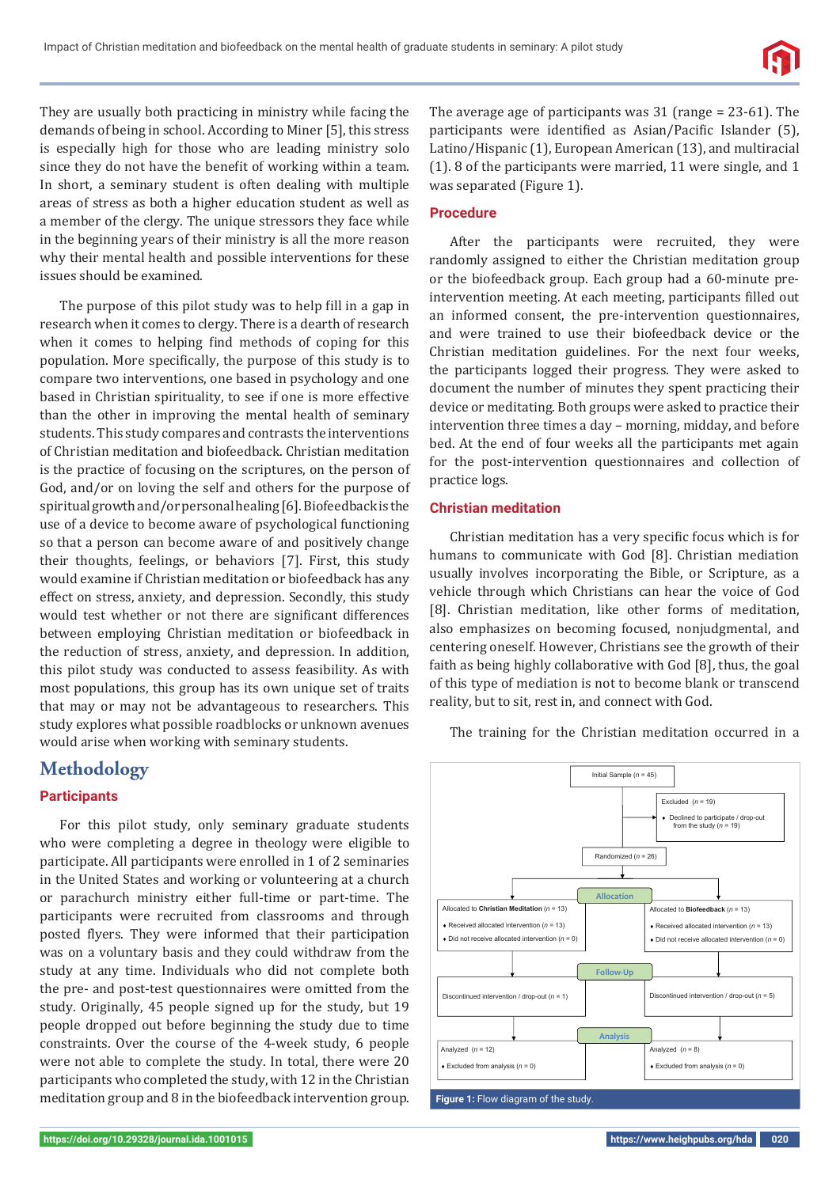They are usually both practicing in ministry while facing the demands of being in school. According to Miner [5], this stress is especially high for those who are leading ministry solo since they do not have the benefit of working within a team. In short, a seminary student is often dealing with multiple areas of stress as both a higher education student as well as a member of the clergy. The unique stressors they face while in the beginning years of their ministry is all the more reason why their mental health and possible interventions for these issues should be examined.

The purpose of this pilot study was to help fill in a gap in research when it comes to clergy. There is a dearth of research when it comes to helping find methods of coping for this population. More specifically, the purpose of this study is to compare two interventions, one based in psychology and one based in Christian spirituality, to see if one is more effective than the other in improving the mental health of seminary students. This study compares and contrasts the interventions of Christian meditation and biofeedback. Christian meditation is the practice of focusing on the scriptures, on the person of God, and/or on loving the self and others for the purpose of spiritual growth and/or personal healing [6]. Biofeedback is the use of a device to become aware of psychological functioning so that a person can become aware of and positively change their thoughts, feelings, or behaviors [7]. First, this study would examine if Christian meditation or biofeedback has any effect on stress, anxiety, and depression. Secondly, this study would test whether or not there are significant differences between employing Christian meditation or biofeedback in the reduction of stress, anxiety, and depression. In addition, this pilot study was conducted to assess feasibility. As with most populations, this group has its own unique set of traits that may or may not be advantageous to researchers. This study explores what possible roadblocks or unknown avenues would arise when working with seminary students.

## Methodology

### Participants

For this pilot study, only seminary graduate students who were completing a degree in theology were eligible to participate. All participants were enrolled in 1 of 2 seminaries in the United States and working or volunteering at a church or parachurch ministry either full-time or part-time. The participants were recruited from classrooms and through posted flyers. They were informed that their participation was on a voluntary basis and they could withdraw from the study at any time. Individuals who did not complete both the pre- and post-test questionnaires were omitted from the study. Originally, 45 people signed up for the study, but 19 people dropped out before beginning the study due to time constraints. Over the course of the 4-week study, 6 people were not able to complete the study. In total, there were 20 participants who completed the study, with 12 in the Christian meditation group and 8 in the biofeedback intervention group. The average age of participants was 31 (range = 23-61). The participants were identified as Asian/Pacific Islander (5), Latino/Hispanic (1), European American (13), and multiracial (1). 8 of the participants were married, 11 were single, and 1 was separated (Figure 1).

### Procedure

After the participants were recruited, they were randomly assigned to either the Christian meditation group or the biofeedback group. Each group had a 60-minute pre-intervention meeting. At each meeting, participants filled out an informed consent, the pre-intervention questionnaires, and were trained to use their biofeedback device or the Christian meditation guidelines. For the next four weeks, the participants logged their progress. They were asked to document the number of minutes they spent practicing their device or meditating. Both groups were asked to practice their intervention three times a day – morning, midday, and before bed. At the end of four weeks all the participants met again for the post-intervention questionnaires and collection of practice logs.

### Christian meditation

Christian meditation has a very specific focus which is for humans to communicate with God [8]. Christian mediation usually involves incorporating the Bible, or Scripture, as a vehicle through which Christians can hear the voice of God [8]. Christian meditation, like other forms of meditation, also emphasizes on becoming focused, nonjudgmental, and centering oneself. However, Christians see the growth of their faith as being highly collaborative with God [8], thus, the goal of this type of mediation is not to become blank or transcend reality, but to sit, rest in, and connect with God.

The training for the Christian meditation occurred in a

Initial Sample ($n$ = 45)

Excluded ($n$ = 19)
- Declined to participate / drop-out from the study ($n$ = 19)

Randomized ($n$ = 26)

**Allocation**

Allocated to **Christian Meditation** ($n$ = 13)
- Received allocated intervention ($n$ = 13)
- Did not receive allocated intervention ($n$ = 0)

Allocated to **Biofeedback** ($n$ = 13)
- Received allocated intervention ($n$ = 13)
- Did not receive allocated intervention ($n$ = 0)

**Follow-Up**

Discontinued intervention / drop-out ($n$ = 1)

Discontinued intervention / drop-out ($n$ = 5)

**Analysis**

Analyzed ($n$ = 12)
- Excluded from analysis ($n$ = 0)

Analyzed ($n$ = 8)
- Excluded from analysis ($n$ = 0)

**Figure 1:** Flow diagram of the study.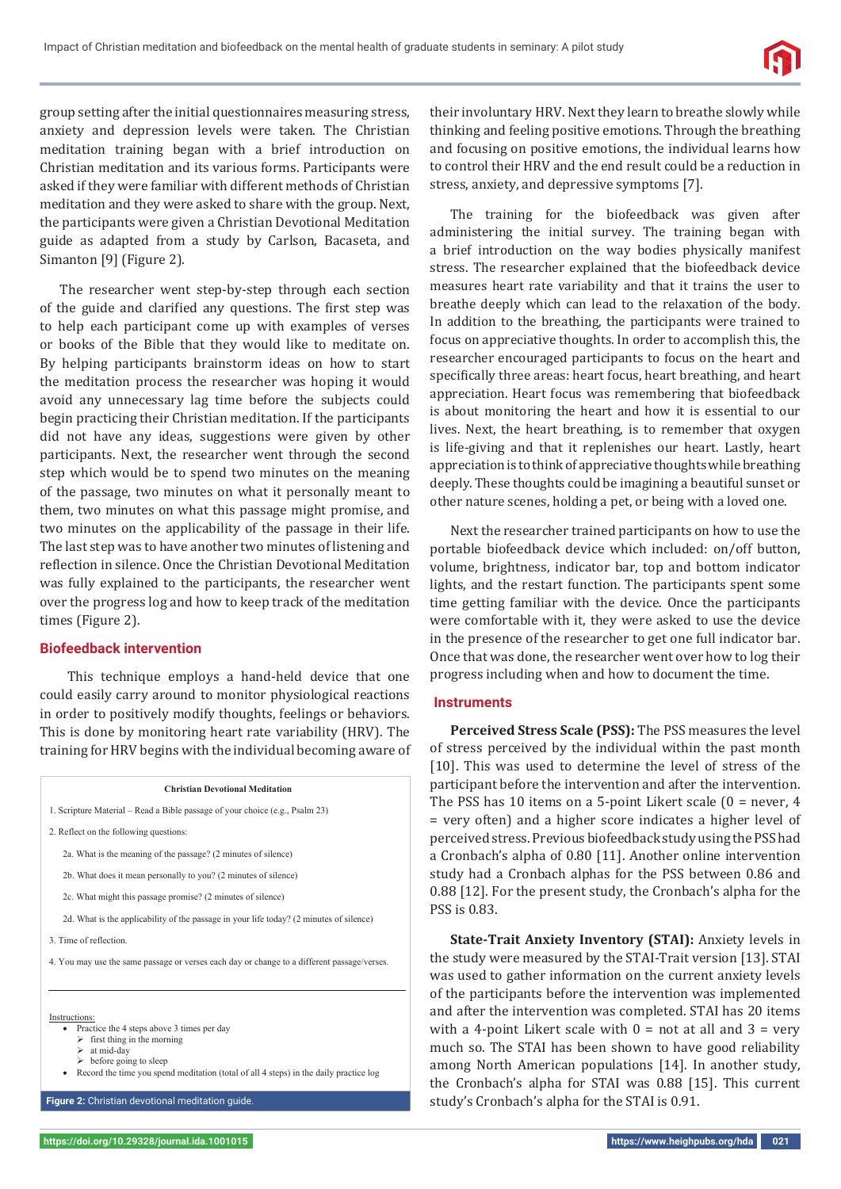group setting after the initial questionnaires measuring stress, anxiety and depression levels were taken. The Christian meditation training began with a brief introduction on Christian meditation and its various forms. Participants were asked if they were familiar with different methods of Christian meditation and they were asked to share with the group. Next, the participants were given a Christian Devotional Meditation guide as adapted from a study by Carlson, Bacaseta, and Simanton [9] (Figure 2).

The researcher went step-by-step through each section of the guide and clarified any questions. The first step was to help each participant come up with examples of verses or books of the Bible that they would like to meditate on. By helping participants brainstorm ideas on how to start the meditation process the researcher was hoping it would avoid any unnecessary lag time before the subjects could begin practicing their Christian meditation. If the participants did not have any ideas, suggestions were given by other participants. Next, the researcher went through the second step which would be to spend two minutes on the meaning of the passage, two minutes on what it personally meant to them, two minutes on what this passage might promise, and two minutes on the applicability of the passage in their life. The last step was to have another two minutes of listening and reflection in silence. Once the Christian Devotional Meditation was fully explained to the participants, the researcher went over the progress log and how to keep track of the meditation times (Figure 2).

### Biofeedback intervention

This technique employs a hand-held device that one could easily carry around to monitor physiological reactions in order to positively modify thoughts, feelings or behaviors. This is done by monitoring heart rate variability (HRV). The training for HRV begins with the individual becoming aware of their involuntary HRV. Next they learn to breathe slowly while thinking and feeling positive emotions. Through the breathing and focusing on positive emotions, the individual learns how to control their HRV and the end result could be a reduction in stress, anxiety, and depressive symptoms [7].

**Christian Devotional Meditation**

1. Scripture Material – Read a Bible passage of your choice (e.g., Psalm 23)
2. Reflect on the following questions:
   - 2a. What is the meaning of the passage? (2 minutes of silence)
   - 2b. What does it mean personally to you? (2 minutes of silence)
   - 2c. What might this passage promise? (2 minutes of silence)
   - 2d. What is the applicability of the passage in your life today? (2 minutes of silence)
3. Time of reflection.
4. You may use the same passage or verses each day or change to a different passage/verses.

Instructions:

- Practice the 4 steps above 3 times per day
  - first thing in the morning
  - at mid-day
  - before going to sleep
- Record the time you spend meditation (total of all 4 steps) in the daily practice log

**Figure 2:** Christian devotional meditation guide.

The training for the biofeedback was given after administering the initial survey. The training began with a brief introduction on the way bodies physically manifest stress. The researcher explained that the biofeedback device measures heart rate variability and that it trains the user to breathe deeply which can lead to the relaxation of the body. In addition to the breathing, the participants were trained to focus on appreciative thoughts. In order to accomplish this, the researcher encouraged participants to focus on the heart and specifically three areas: heart focus, heart breathing, and heart appreciation. Heart focus was remembering that biofeedback is about monitoring the heart and how it is essential to our lives. Next, the heart breathing, is to remember that oxygen is life-giving and that it replenishes our heart. Lastly, heart appreciation is to think of appreciative thoughts while breathing deeply. These thoughts could be imagining a beautiful sunset or other nature scenes, holding a pet, or being with a loved one.

Next the researcher trained participants on how to use the portable biofeedback device which included: on/off button, volume, brightness, indicator bar, top and bottom indicator lights, and the restart function. The participants spent some time getting familiar with the device. Once the participants were comfortable with it, they were asked to use the device in the presence of the researcher to get one full indicator bar. Once that was done, the researcher went over how to log their progress including when and how to document the time.

### Instruments

**Perceived Stress Scale (PSS):** The PSS measures the level of stress perceived by the individual within the past month [10]. This was used to determine the level of stress of the participant before the intervention and after the intervention. The PSS has 10 items on a 5-point Likert scale (0 = never, 4 = very often) and a higher score indicates a higher level of perceived stress. Previous biofeedback study using the PSS had a Cronbach's alpha of 0.80 [11]. Another online intervention study had a Cronbach alphas for the PSS between 0.86 and 0.88 [12]. For the present study, the Cronbach's alpha for the PSS is 0.83.

**State-Trait Anxiety Inventory (STAI):** Anxiety levels in the study were measured by the STAI-Trait version [13]. STAI was used to gather information on the current anxiety levels of the participants before the intervention was implemented and after the intervention was completed. STAI has 20 items with a 4-point Likert scale with 0 = not at all and 3 = very much so. The STAI has been shown to have good reliability among North American populations [14]. In another study, the Cronbach's alpha for STAI was 0.88 [15]. This current study's Cronbach's alpha for the STAI is 0.91.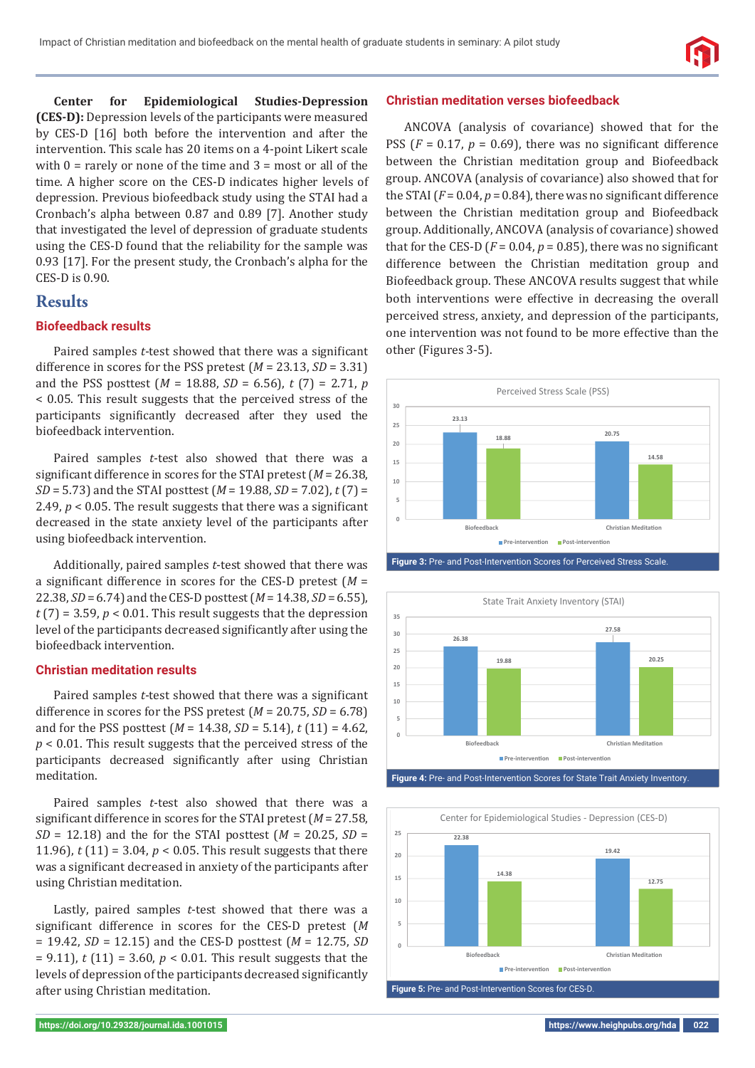**Center for Epidemiological Studies-Depression (CES-D):** Depression levels of the participants were measured by CES-D [16] both before the intervention and after the intervention. This scale has 20 items on a 4-point Likert scale with 0 = rarely or none of the time and 3 = most or all of the time. A higher score on the CES-D indicates higher levels of depression. Previous biofeedback study using the STAI had a Cronbach's alpha between 0.87 and 0.89 [7]. Another study that investigated the level of depression of graduate students using the CES-D found that the reliability for the sample was 0.93 [17]. For the present study, the Cronbach's alpha for the CES-D is 0.90.

## Results

### Biofeedback results

Paired samples *t*-test showed that there was a significant difference in scores for the PSS pretest ($M$ = 23.13, $SD$ = 3.31) and the PSS posttest ($M$ = 18.88, $SD$ = 6.56), $t$ (7) = 2.71, $p < 0.05$. This result suggests that the perceived stress of the participants significantly decreased after they used the biofeedback intervention.

Paired samples *t*-test also showed that there was a significant difference in scores for the STAI pretest ($M$ = 26.38, $SD$ = 5.73) and the STAI posttest ($M$ = 19.88, $SD$ = 7.02), $t$ (7) = 2.49, $p < 0.05$. The result suggests that there was a significant decreased in the state anxiety level of the participants after using biofeedback intervention.

Additionally, paired samples *t*-test showed that there was a significant difference in scores for the CES-D pretest ($M$ = 22.38, $SD$ = 6.74) and the CES-D posttest ($M$ = 14.38, $SD$ = 6.55), $t$ (7) = 3.59, $p < 0.01$. This result suggests that the depression level of the participants decreased significantly after using the biofeedback intervention.

### Christian meditation results

Paired samples *t*-test showed that there was a significant difference in scores for the PSS pretest ($M$ = 20.75, $SD$ = 6.78) and for the PSS posttest ($M$ = 14.38, $SD$ = 5.14), $t$ (11) = 4.62, $p < 0.01$. This result suggests that the perceived stress of the participants decreased significantly after using Christian meditation.

Paired samples *t*-test also showed that there was a significant difference in scores for the STAI pretest ($M$ = 27.58, $SD$ = 12.18) and the for the STAI posttest ($M$ = 20.25, $SD$ = 11.96), $t$ (11) = 3.04, $p < 0.05$. This result suggests that there was a significant decreased in anxiety of the participants after using Christian meditation.

Lastly, paired samples *t*-test showed that there was a significant difference in scores for the CES-D pretest ($M$ = 19.42, $SD$ = 12.15) and the CES-D posttest ($M$ = 12.75, $SD$ = 9.11), $t$ (11) = 3.60, $p < 0.01$. This result suggests that the levels of depression of the participants decreased significantly after using Christian meditation.

### Christian meditation verses biofeedback

ANCOVA (analysis of covariance) showed that for the PSS ($F$ = 0.17, $p$ = 0.69), there was no significant difference between the Christian meditation group and Biofeedback group. ANCOVA (analysis of covariance) also showed that for the STAI ($F$ = 0.04, $p$ = 0.84), there was no significant difference between the Christian meditation group and Biofeedback group. Additionally, ANCOVA (analysis of covariance) showed that for the CES-D ($F$ = 0.04, $p$ = 0.85), there was no significant difference between the Christian meditation group and Biofeedback group. These ANCOVA results suggest that while both interventions were effective in decreasing the overall perceived stress, anxiety, and depression of the participants, one intervention was not found to be more effective than the other (Figures 3-5).

**Figure 3:** Pre- and Post-Intervention Scores for Perceived Stress Scale.

**Figure 4:** Pre- and Post-Intervention Scores for State Trait Anxiety Inventory.

**Figure 5:** Pre- and Post-Intervention Scores for CES-D.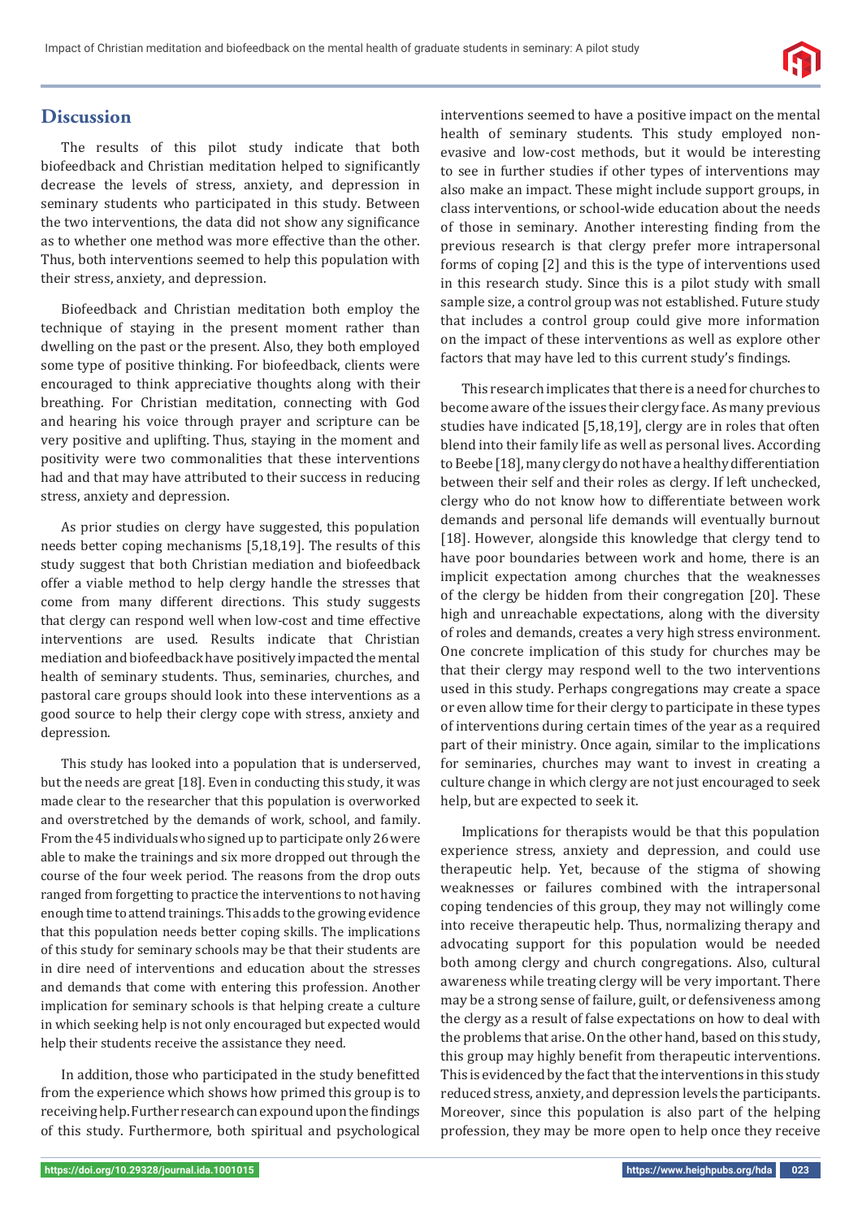## Discussion

The results of this pilot study indicate that both biofeedback and Christian meditation helped to significantly decrease the levels of stress, anxiety, and depression in seminary students who participated in this study. Between the two interventions, the data did not show any significance as to whether one method was more effective than the other. Thus, both interventions seemed to help this population with their stress, anxiety, and depression.

Biofeedback and Christian meditation both employ the technique of staying in the present moment rather than dwelling on the past or the present. Also, they both employed some type of positive thinking. For biofeedback, clients were encouraged to think appreciative thoughts along with their breathing. For Christian meditation, connecting with God and hearing his voice through prayer and scripture can be very positive and uplifting. Thus, staying in the moment and positivity were two commonalities that these interventions had and that may have attributed to their success in reducing stress, anxiety and depression.

As prior studies on clergy have suggested, this population needs better coping mechanisms [5,18,19]. The results of this study suggest that both Christian mediation and biofeedback offer a viable method to help clergy handle the stresses that come from many different directions. This study suggests that clergy can respond well when low-cost and time effective interventions are used. Results indicate that Christian mediation and biofeedback have positively impacted the mental health of seminary students. Thus, seminaries, churches, and pastoral care groups should look into these interventions as a good source to help their clergy cope with stress, anxiety and depression.

This study has looked into a population that is underserved, but the needs are great [18]. Even in conducting this study, it was made clear to the researcher that this population is overworked and overstretched by the demands of work, school, and family. From the 45 individuals who signed up to participate only 26 were able to make the trainings and six more dropped out through the course of the four week period. The reasons from the drop outs ranged from forgetting to practice the interventions to not having enough time to attend trainings. This adds to the growing evidence that this population needs better coping skills. The implications of this study for seminary schools may be that their students are in dire need of interventions and education about the stresses and demands that come with entering this profession. Another implication for seminary schools is that helping create a culture in which seeking help is not only encouraged but expected would help their students receive the assistance they need.

In addition, those who participated in the study benefitted from the experience which shows how primed this group is to receiving help. Further research can expound upon the findings of this study. Furthermore, both spiritual and psychological interventions seemed to have a positive impact on the mental health of seminary students. This study employed non-evasive and low-cost methods, but it would be interesting to see in further studies if other types of interventions may also make an impact. These might include support groups, in class interventions, or school-wide education about the needs of those in seminary. Another interesting finding from the previous research is that clergy prefer more intrapersonal forms of coping [2] and this is the type of interventions used in this research study. Since this is a pilot study with small sample size, a control group was not established. Future study that includes a control group could give more information on the impact of these interventions as well as explore other factors that may have led to this current study's findings.

This research implicates that there is a need for churches to become aware of the issues their clergy face. As many previous studies have indicated [5,18,19], clergy are in roles that often blend into their family life as well as personal lives. According to Beebe [18], many clergy do not have a healthy differentiation between their self and their roles as clergy. If left unchecked, clergy who do not know how to differentiate between work demands and personal life demands will eventually burnout [18]. However, alongside this knowledge that clergy tend to have poor boundaries between work and home, there is an implicit expectation among churches that the weaknesses of the clergy be hidden from their congregation [20]. These high and unreachable expectations, along with the diversity of roles and demands, creates a very high stress environment. One concrete implication of this study for churches may be that their clergy may respond well to the two interventions used in this study. Perhaps congregations may create a space or even allow time for their clergy to participate in these types of interventions during certain times of the year as a required part of their ministry. Once again, similar to the implications for seminaries, churches may want to invest in creating a culture change in which clergy are not just encouraged to seek help, but are expected to seek it.

Implications for therapists would be that this population experience stress, anxiety and depression, and could use therapeutic help. Yet, because of the stigma of showing weaknesses or failures combined with the intrapersonal coping tendencies of this group, they may not willingly come into receive therapeutic help. Thus, normalizing therapy and advocating support for this population would be needed both among clergy and church congregations. Also, cultural awareness while treating clergy will be very important. There may be a strong sense of failure, guilt, or defensiveness among the clergy as a result of false expectations on how to deal with the problems that arise. On the other hand, based on this study, this group may highly benefit from therapeutic interventions. This is evidenced by the fact that the interventions in this study reduced stress, anxiety, and depression levels the participants. Moreover, since this population is also part of the helping profession, they may be more open to help once they receive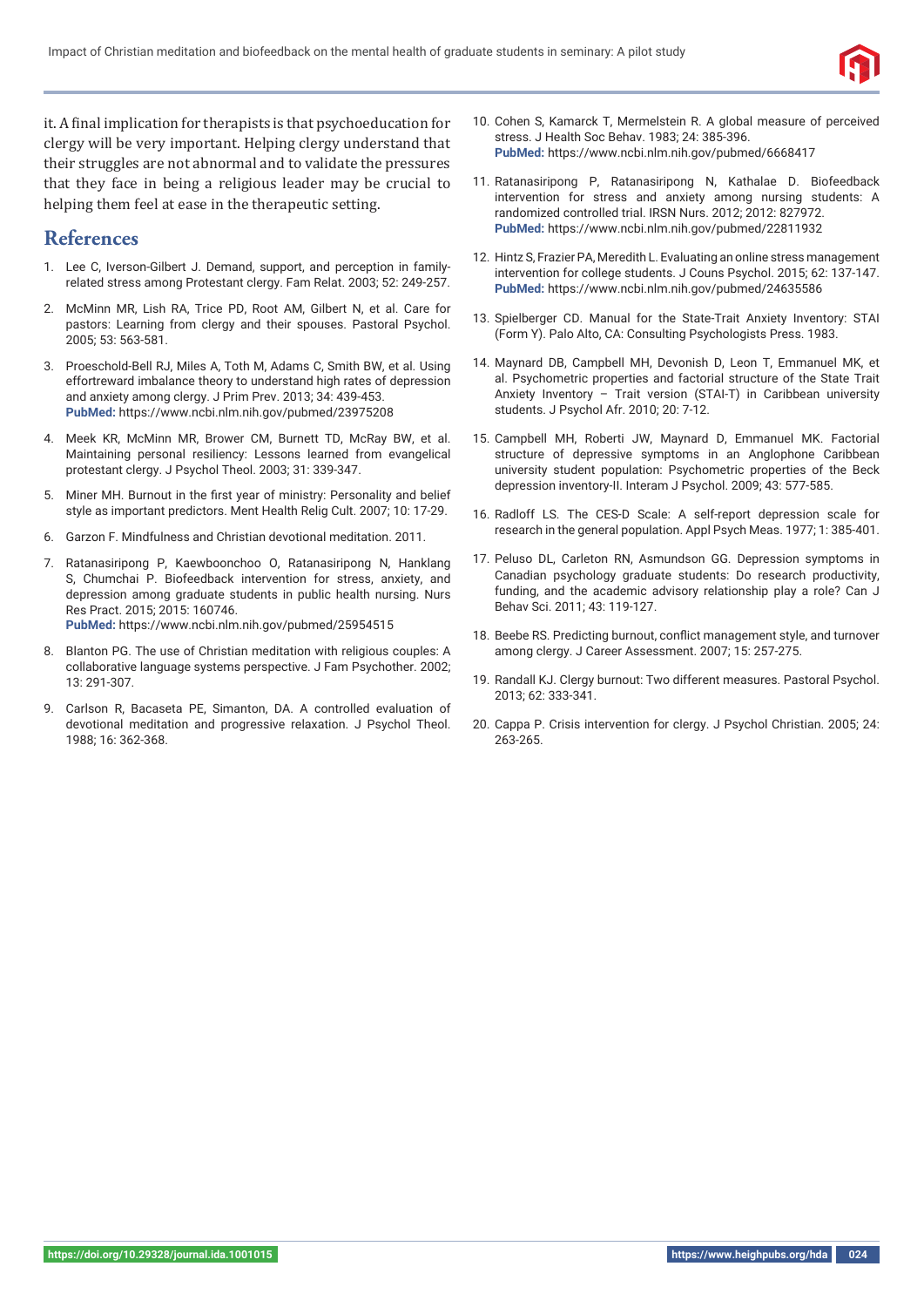it. A final implication for therapists is that psychoeducation for clergy will be very important. Helping clergy understand that their struggles are not abnormal and to validate the pressures that they face in being a religious leader may be crucial to helping them feel at ease in the therapeutic setting.

## References

1. Lee C, Iverson-Gilbert J. Demand, support, and perception in family-related stress among Protestant clergy. Fam Relat. 2003; 52: 249-257.
2. McMinn MR, Lish RA, Trice PD, Root AM, Gilbert N, et al. Care for pastors: Learning from clergy and their spouses. Pastoral Psychol. 2005; 53: 563-581.
3. Proeschold-Bell RJ, Miles A, Toth M, Adams C, Smith BW, et al. Using effortreward imbalance theory to understand high rates of depression and anxiety among clergy. J Prim Prev. 2013; 34: 439-453. **PubMed:** https://www.ncbi.nlm.nih.gov/pubmed/23975208
4. Meek KR, McMinn MR, Brower CM, Burnett TD, McRay BW, et al. Maintaining personal resiliency: Lessons learned from evangelical protestant clergy. J Psychol Theol. 2003; 31: 339-347.
5. Miner MH. Burnout in the first year of ministry: Personality and belief style as important predictors. Ment Health Relig Cult. 2007; 10: 17-29.
6. Garzon F. Mindfulness and Christian devotional meditation. 2011.
7. Ratanasiripong P, Kaewboonchoo O, Ratanasiripong N, Hanklang S, Chumchai P. Biofeedback intervention for stress, anxiety, and depression among graduate students in public health nursing. Nurs Res Pract. 2015; 2015: 160746. **PubMed:** https://www.ncbi.nlm.nih.gov/pubmed/25954515
8. Blanton PG. The use of Christian meditation with religious couples: A collaborative language systems perspective. J Fam Psychother. 2002; 13: 291-307.
9. Carlson R, Bacaseta PE, Simanton, DA. A controlled evaluation of devotional meditation and progressive relaxation. J Psychol Theol. 1988; 16: 362-368.
10. Cohen S, Kamarck T, Mermelstein R. A global measure of perceived stress. J Health Soc Behav. 1983; 24: 385-396. **PubMed:** https://www.ncbi.nlm.nih.gov/pubmed/6668417
11. Ratanasiripong P, Ratanasiripong N, Kathalae D. Biofeedback intervention for stress and anxiety among nursing students: A randomized controlled trial. IRSN Nurs. 2012; 2012: 827972. **PubMed:** https://www.ncbi.nlm.nih.gov/pubmed/22811932
12. Hintz S, Frazier PA, Meredith L. Evaluating an online stress management intervention for college students. J Couns Psychol. 2015; 62: 137-147. **PubMed:** https://www.ncbi.nlm.nih.gov/pubmed/24635586
13. Spielberger CD. Manual for the State-Trait Anxiety Inventory: STAI (Form Y). Palo Alto, CA: Consulting Psychologists Press. 1983.
14. Maynard DB, Campbell MH, Devonish D, Leon T, Emmanuel MK, et al. Psychometric properties and factorial structure of the State Trait Anxiety Inventory – Trait version (STAI-T) in Caribbean university students. J Psychol Afr. 2010; 20: 7-12.
15. Campbell MH, Roberti JW, Maynard D, Emmanuel MK. Factorial structure of depressive symptoms in an Anglophone Caribbean university student population: Psychometric properties of the Beck depression inventory-II. Interam J Psychol. 2009; 43: 577-585.
16. Radloff LS. The CES-D Scale: A self-report depression scale for research in the general population. Appl Psych Meas. 1977; 1: 385-401.
17. Peluso DL, Carleton RN, Asmundson GG. Depression symptoms in Canadian psychology graduate students: Do research productivity, funding, and the academic advisory relationship play a role? Can J Behav Sci. 2011; 43: 119-127.
18. Beebe RS. Predicting burnout, conflict management style, and turnover among clergy. J Career Assessment. 2007; 15: 257-275.
19. Randall KJ. Clergy burnout: Two different measures. Pastoral Psychol. 2013; 62: 333-341.
20. Cappa P. Crisis intervention for clergy. J Psychol Christian. 2005; 24: 263-265.